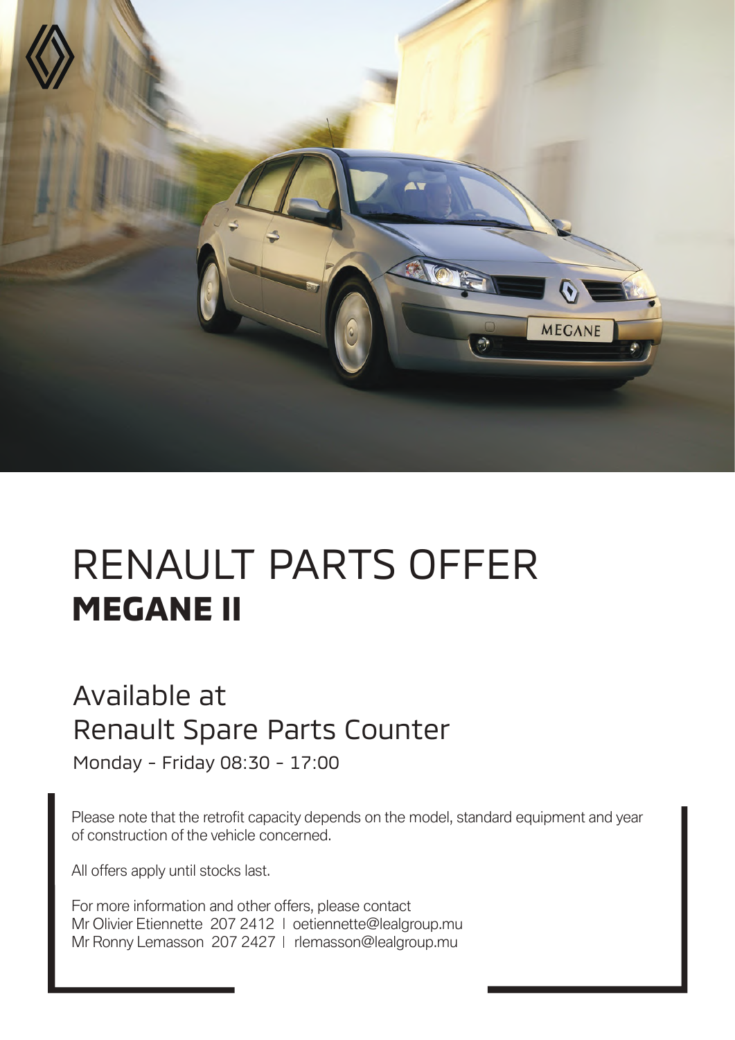# RENAULT PARTS OFFER
## **MEGANE II**

Available at
Renault Spare Parts Counter

Monday - Friday 08:30 - 17:00

Please note that the retrofit capacity depends on the model, standard equipment and year of construction of the vehicle concerned.

All offers apply until stocks last.

For more information and other offers, please contact
Mr Olivier Etiennette 207 2412 | oetiennette@lealgroup.mu
Mr Ronny Lemasson 207 2427 | rlemasson@lealgroup.mu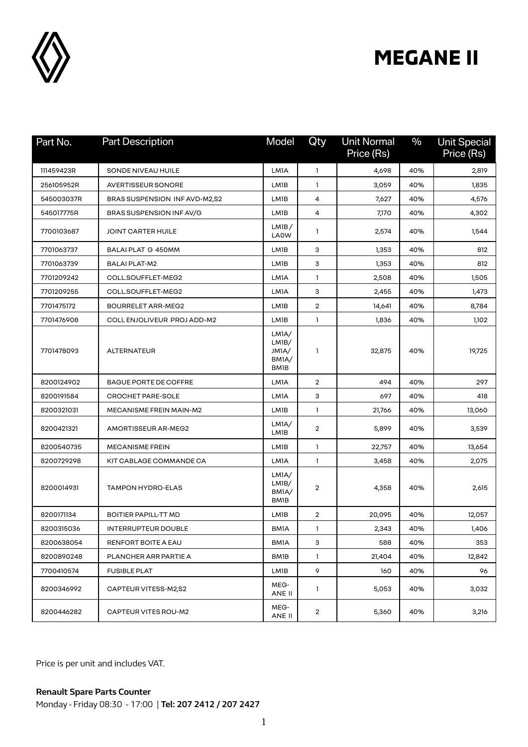# MEGANE II

| Part No. | Part Description | Model | Qty | Unit Normal Price (Rs) | % | Unit Special Price (Rs) |
|---|---|---|---|---|---|---|
| 111459423R | SONDE NIVEAU HUILE | LM1A | 1 | 4,698 | 40% | 2,819 |
| 256105952R | AVERTISSEUR SONORE | LM1B | 1 | 3,059 | 40% | 1,835 |
| 545003037R | BRAS SUSPENSION INF AVD-M2,S2 | LM1B | 4 | 7,627 | 40% | 4,576 |
| 545017775R | BRAS SUSPENSION INF AV/G | LM1B | 4 | 7,170 | 40% | 4,302 |
| 7700103687 | JOINT CARTER HUILE | LM1B / LA0W | 1 | 2,574 | 40% | 1,544 |
| 7701063737 | BALAI PLAT G 450MM | LM1B | 3 | 1,353 | 40% | 812 |
| 7701063739 | BALAI PLAT-M2 | LM1B | 3 | 1,353 | 40% | 812 |
| 7701209242 | COLL.SOUFFLET-MEG2 | LM1A | 1 | 2,508 | 40% | 1,505 |
| 7701209255 | COLL.SOUFFLET-MEG2 | LM1A | 3 | 2,455 | 40% | 1,473 |
| 7701475172 | BOURRELET ARR-MEG2 | LM1B | 2 | 14,641 | 40% | 8,784 |
| 7701476908 | COLL ENJOLIVEUR PROJ ADD-M2 | LM1B | 1 | 1,836 | 40% | 1,102 |
| 7701478093 | ALTERNATEUR | LM1A/ LM1B/ JM1A/ BM1A/ BM1B | 1 | 32,875 | 40% | 19,725 |
| 8200124902 | BAGUE PORTE DE COFFRE | LM1A | 2 | 494 | 40% | 297 |
| 8200191584 | CROCHET PARE-SOLE | LM1A | 3 | 697 | 40% | 418 |
| 8200321031 | MECANISME FREIN MAIN-M2 | LM1B | 1 | 21,766 | 40% | 13,060 |
| 8200421321 | AMORTISSEUR AR-MEG2 | LM1A/ LM1B | 2 | 5,899 | 40% | 3,539 |
| 8200540735 | MECANISME FREIN | LM1B | 1 | 22,757 | 40% | 13,654 |
| 8200729298 | KIT CABLAGE COMMANDE CA | LM1A | 1 | 3,458 | 40% | 2,075 |
| 8200014931 | TAMPON HYDRO-ELAS | LM1A/ LM1B/ BM1A/ BM1B | 2 | 4,358 | 40% | 2,615 |
| 8200171134 | BOITIER PAPILL-TT MD | LM1B | 2 | 20,095 | 40% | 12,057 |
| 8200315036 | INTERRUPTEUR DOUBLE | BM1A | 1 | 2,343 | 40% | 1,406 |
| 8200638054 | RENFORT BOITE A EAU | BM1A | 3 | 588 | 40% | 353 |
| 8200890248 | PLANCHER ARR PARTIE A | BM1B | 1 | 21,404 | 40% | 12,842 |
| 7700410574 | FUSIBLE PLAT | LM1B | 9 | 160 | 40% | 96 |
| 8200346992 | CAPTEUR VITESS-M2,S2 | MEG-ANE II | 1 | 5,053 | 40% | 3,032 |
| 8200446282 | CAPTEUR VITES ROU-M2 | MEG-ANE II | 2 | 5,360 | 40% | 3,216 |

Price is per unit and includes VAT.

**Renault Spare Parts Counter**
Monday - Friday 08:30 - 17:00 | **Tel: 207 2412 / 207 2427**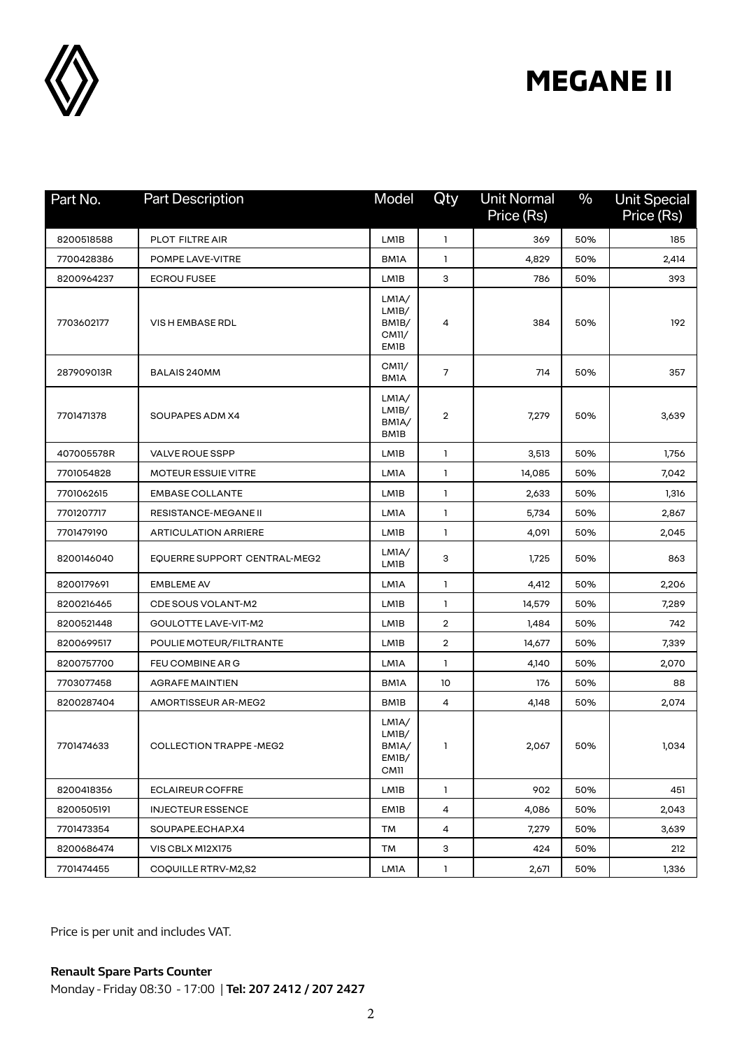# MEGANE II

| Part No. | Part Description | Model | Qty | Unit Normal Price (Rs) | % | Unit Special Price (Rs) |
|---|---|---|---|---|---|---|
| 8200518588 | PLOT FILTRE AIR | LM1B | 1 | 369 | 50% | 185 |
| 7700428386 | POMPE LAVE-VITRE | BM1A | 1 | 4,829 | 50% | 2,414 |
| 8200964237 | ECROU FUSEE | LM1B | 3 | 786 | 50% | 393 |
| 7703602177 | VIS H EMBASE RDL | LM1A/ LM1B/ BM1B/ CM11/ EM1B | 4 | 384 | 50% | 192 |
| 287909013R | BALAIS 240MM | CM11/ BM1A | 7 | 714 | 50% | 357 |
| 7701471378 | SOUPAPES ADM X4 | LM1A/ LM1B/ BM1A/ BM1B | 2 | 7,279 | 50% | 3,639 |
| 407005578R | VALVE ROUE SSPP | LM1B | 1 | 3,513 | 50% | 1,756 |
| 7701054828 | MOTEUR ESSUIE VITRE | LM1A | 1 | 14,085 | 50% | 7,042 |
| 7701062615 | EMBASE COLLANTE | LM1B | 1 | 2,633 | 50% | 1,316 |
| 7701207717 | RESISTANCE-MEGANE II | LM1A | 1 | 5,734 | 50% | 2,867 |
| 7701479190 | ARTICULATION ARRIERE | LM1B | 1 | 4,091 | 50% | 2,045 |
| 8200146040 | EQUERRE SUPPORT CENTRAL-MEG2 | LM1A/ LM1B | 3 | 1,725 | 50% | 863 |
| 8200179691 | EMBLEME AV | LM1A | 1 | 4,412 | 50% | 2,206 |
| 8200216465 | CDE SOUS VOLANT-M2 | LM1B | 1 | 14,579 | 50% | 7,289 |
| 8200521448 | GOULOTTE LAVE-VIT-M2 | LM1B | 2 | 1,484 | 50% | 742 |
| 8200699517 | POULIE MOTEUR/FILTRANTE | LM1B | 2 | 14,677 | 50% | 7,339 |
| 8200757700 | FEU COMBINE AR G | LM1A | 1 | 4,140 | 50% | 2,070 |
| 7703077458 | AGRAFE MAINTIEN | BM1A | 10 | 176 | 50% | 88 |
| 8200287404 | AMORTISSEUR AR-MEG2 | BM1B | 4 | 4,148 | 50% | 2,074 |
| 7701474633 | COLLECTION TRAPPE -MEG2 | LM1A/ LM1B/ BM1A/ EM1B/ CM11 | 1 | 2,067 | 50% | 1,034 |
| 8200418356 | ECLAIREUR COFFRE | LM1B | 1 | 902 | 50% | 451 |
| 8200505191 | INJECTEUR ESSENCE | EM1B | 4 | 4,086 | 50% | 2,043 |
| 7701473354 | SOUPAPE.ECHAP.X4 | TM | 4 | 7,279 | 50% | 3,639 |
| 8200686474 | VIS CBLX M12X175 | TM | 3 | 424 | 50% | 212 |
| 7701474455 | COQUILLE RTRV-M2,S2 | LM1A | 1 | 2,671 | 50% | 1,336 |

Price is per unit and includes VAT.

**Renault Spare Parts Counter**

Monday - Friday 08:30 - 17:00 | **Tel: 207 2412 / 207 2427**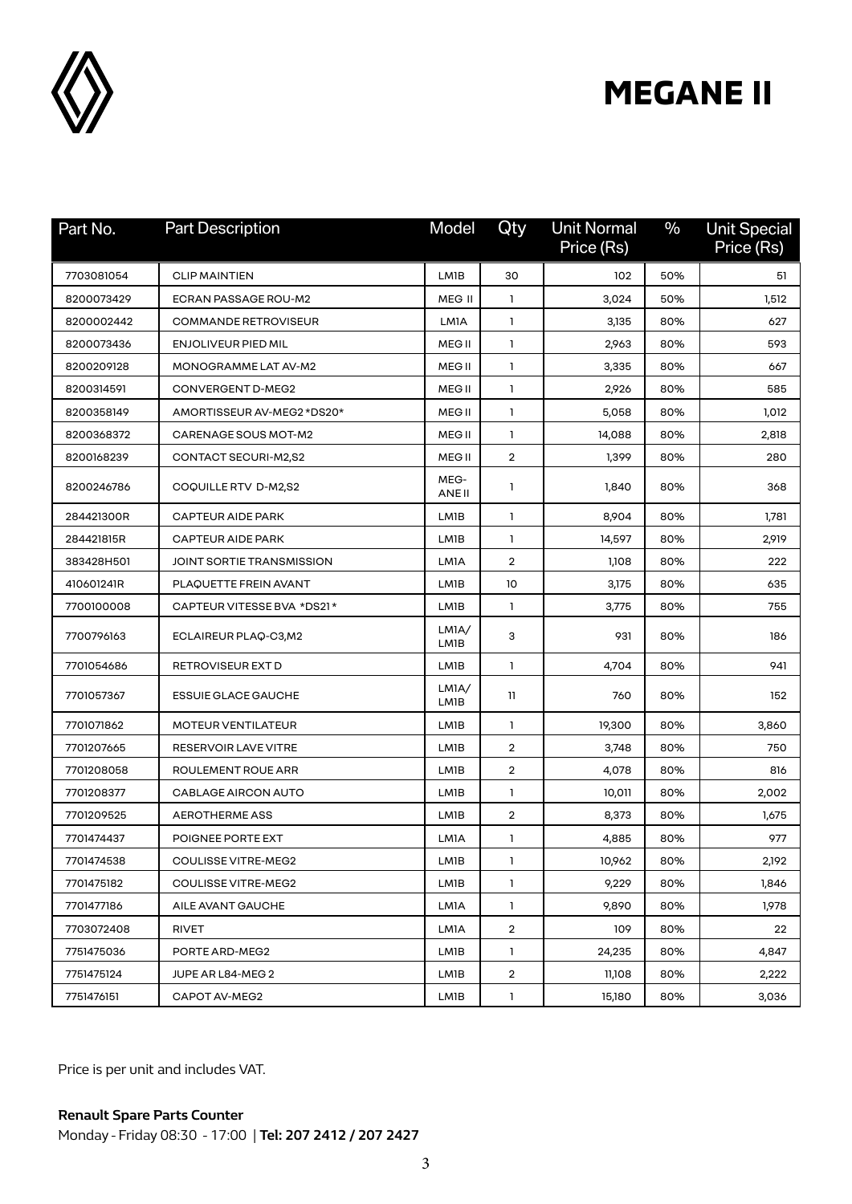# MEGANE II

| Part No. | Part Description | Model | Qty | Unit Normal Price (Rs) | % | Unit Special Price (Rs) |
|---|---|---|---|---|---|---|
| 7703081054 | CLIP MAINTIEN | LM1B | 30 | 102 | 50% | 51 |
| 8200073429 | ECRAN PASSAGE ROU-M2 | MEG II | 1 | 3,024 | 50% | 1,512 |
| 8200002442 | COMMANDE RETROVISEUR | LM1A | 1 | 3,135 | 80% | 627 |
| 8200073436 | ENJOLIVEUR PIED MIL | MEG II | 1 | 2,963 | 80% | 593 |
| 8200209128 | MONOGRAMME LAT AV-M2 | MEG II | 1 | 3,335 | 80% | 667 |
| 8200314591 | CONVERGENT D-MEG2 | MEG II | 1 | 2,926 | 80% | 585 |
| 8200358149 | AMORTISSEUR AV-MEG2 *DS20* | MEG II | 1 | 5,058 | 80% | 1,012 |
| 8200368372 | CARENAGE SOUS MOT-M2 | MEG II | 1 | 14,088 | 80% | 2,818 |
| 8200168239 | CONTACT SECURI-M2,S2 | MEG II | 2 | 1,399 | 80% | 280 |
| 8200246786 | COQUILLE RTV D-M2,S2 | MEG-ANE II | 1 | 1,840 | 80% | 368 |
| 284421300R | CAPTEUR AIDE PARK | LM1B | 1 | 8,904 | 80% | 1,781 |
| 284421815R | CAPTEUR AIDE PARK | LM1B | 1 | 14,597 | 80% | 2,919 |
| 383428H501 | JOINT SORTIE TRANSMISSION | LM1A | 2 | 1,108 | 80% | 222 |
| 410601241R | PLAQUETTE FREIN AVANT | LM1B | 10 | 3,175 | 80% | 635 |
| 7700100008 | CAPTEUR VITESSE BVA *DS21* | LM1B | 1 | 3,775 | 80% | 755 |
| 7700796163 | ECLAIREUR PLAQ-C3,M2 | LM1A/ LM1B | 3 | 931 | 80% | 186 |
| 7701054686 | RETROVISEUR EXT D | LM1B | 1 | 4,704 | 80% | 941 |
| 7701057367 | ESSUIE GLACE GAUCHE | LM1A/ LM1B | 11 | 760 | 80% | 152 |
| 7701071862 | MOTEUR VENTILATEUR | LM1B | 1 | 19,300 | 80% | 3,860 |
| 7701207665 | RESERVOIR LAVE VITRE | LM1B | 2 | 3,748 | 80% | 750 |
| 7701208058 | ROULEMENT ROUE ARR | LM1B | 2 | 4,078 | 80% | 816 |
| 7701208377 | CABLAGE AIRCON AUTO | LM1B | 1 | 10,011 | 80% | 2,002 |
| 7701209525 | AEROTHERME ASS | LM1B | 2 | 8,373 | 80% | 1,675 |
| 7701474437 | POIGNEE PORTE EXT | LM1A | 1 | 4,885 | 80% | 977 |
| 7701474538 | COULISSE VITRE-MEG2 | LM1B | 1 | 10,962 | 80% | 2,192 |
| 7701475182 | COULISSE VITRE-MEG2 | LM1B | 1 | 9,229 | 80% | 1,846 |
| 7701477186 | AILE AVANT GAUCHE | LM1A | 1 | 9,890 | 80% | 1,978 |
| 7703072408 | RIVET | LM1A | 2 | 109 | 80% | 22 |
| 7751475036 | PORTE ARD-MEG2 | LM1B | 1 | 24,235 | 80% | 4,847 |
| 7751475124 | JUPE AR L84-MEG 2 | LM1B | 2 | 11,108 | 80% | 2,222 |
| 7751476151 | CAPOT AV-MEG2 | LM1B | 1 | 15,180 | 80% | 3,036 |

Price is per unit and includes VAT.

**Renault Spare Parts Counter**
Monday - Friday 08:30 - 17:00 | **Tel: 207 2412 / 207 2427**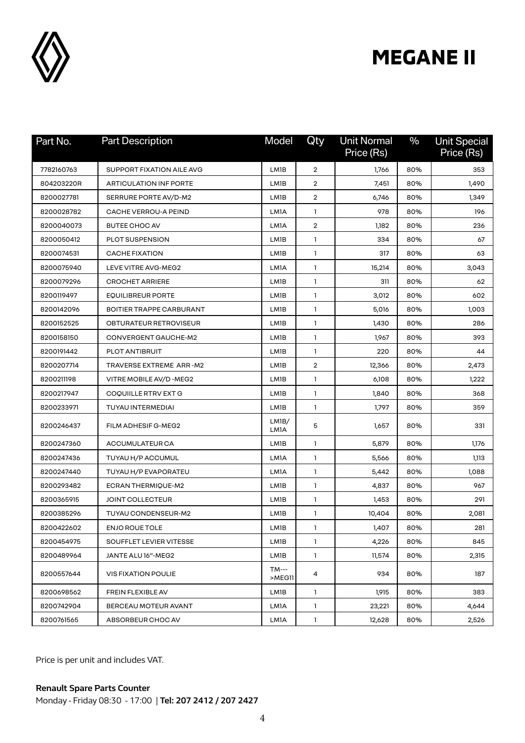# MEGANE II

| Part No. | Part Description | Model | Qty | Unit Normal Price (Rs) | % | Unit Special Price (Rs) |
|---|---|---|---|---|---|---|
| 7782160763 | SUPPORT FIXATION AILE AVG | LM1B | 2 | 1,766 | 80% | 353 |
| 804203220R | ARTICULATION INF PORTE | LM1B | 2 | 7,451 | 80% | 1,490 |
| 8200027781 | SERRURE PORTE AV/D-M2 | LM1B | 2 | 6,746 | 80% | 1,349 |
| 8200028782 | CACHE VERROU-A PEIND | LM1A | 1 | 978 | 80% | 196 |
| 8200040073 | BUTEE CHOC AV | LM1A | 2 | 1,182 | 80% | 236 |
| 8200050412 | PLOT SUSPENSION | LM1B | 1 | 334 | 80% | 67 |
| 8200074531 | CACHE FIXATION | LM1B | 1 | 317 | 80% | 63 |
| 8200075940 | LEVE VITRE AVG-MEG2 | LM1A | 1 | 15,214 | 80% | 3,043 |
| 8200079296 | CROCHET ARRIERE | LM1B | 1 | 311 | 80% | 62 |
| 8200119497 | EQUILIBREUR PORTE | LM1B | 1 | 3,012 | 80% | 602 |
| 8200142096 | BOITIER TRAPPE CARBURANT | LM1B | 1 | 5,016 | 80% | 1,003 |
| 8200152525 | OBTURATEUR RETROVISEUR | LM1B | 1 | 1,430 | 80% | 286 |
| 8200158150 | CONVERGENT GAUCHE-M2 | LM1B | 1 | 1,967 | 80% | 393 |
| 8200191442 | PLOT ANTIBRUIT | LM1B | 1 | 220 | 80% | 44 |
| 8200207714 | TRAVERSE EXTREME ARR -M2 | LM1B | 2 | 12,366 | 80% | 2,473 |
| 8200211198 | VITRE MOBILE AV/D -MEG2 | LM1B | 1 | 6,108 | 80% | 1,222 |
| 8200217947 | COQUIILLE RTRV EXT G | LM1B | 1 | 1,840 | 80% | 368 |
| 8200233971 | TUYAU INTERMEDIAI | LM1B | 1 | 1,797 | 80% | 359 |
| 8200246437 | FILM ADHESIF G-MEG2 | LM1B/ LM1A | 5 | 1,657 | 80% | 331 |
| 8200247360 | ACCUMULATEUR CA | LM1B | 1 | 5,879 | 80% | 1,176 |
| 8200247436 | TUYAU H/P ACCUMUL | LM1A | 1 | 5,566 | 80% | 1,113 |
| 8200247440 | TUYAU H/P EVAPORATEU | LM1A | 1 | 5,442 | 80% | 1,088 |
| 8200293482 | ECRAN THERMIQUE-M2 | LM1B | 1 | 4,837 | 80% | 967 |
| 8200365915 | JOINT COLLECTEUR | LM1B | 1 | 1,453 | 80% | 291 |
| 8200385296 | TUYAU CONDENSEUR-M2 | LM1B | 1 | 10,404 | 80% | 2,081 |
| 8200422602 | ENJO ROUE TOLE | LM1B | 1 | 1,407 | 80% | 281 |
| 8200454975 | SOUFFLET LEVIER VITESSE | LM1B | 1 | 4,226 | 80% | 845 |
| 8200489964 | JANTE ALU 16"-MEG2 | LM1B | 1 | 11,574 | 80% | 2,315 |
| 8200557644 | VIS FIXATION POULIE | TM--- >MEG11 | 4 | 934 | 80% | 187 |
| 8200698562 | FREIN FLEXIBLE AV | LM1B | 1 | 1,915 | 80% | 383 |
| 8200742904 | BERCEAU MOTEUR AVANT | LM1A | 1 | 23,221 | 80% | 4,644 |
| 8200761565 | ABSORBEUR CHOC AV | LM1A | 1 | 12,628 | 80% | 2,526 |

Price is per unit and includes VAT.

**Renault Spare Parts Counter**
Monday - Friday 08:30 - 17:00 | **Tel: 207 2412 / 207 2427**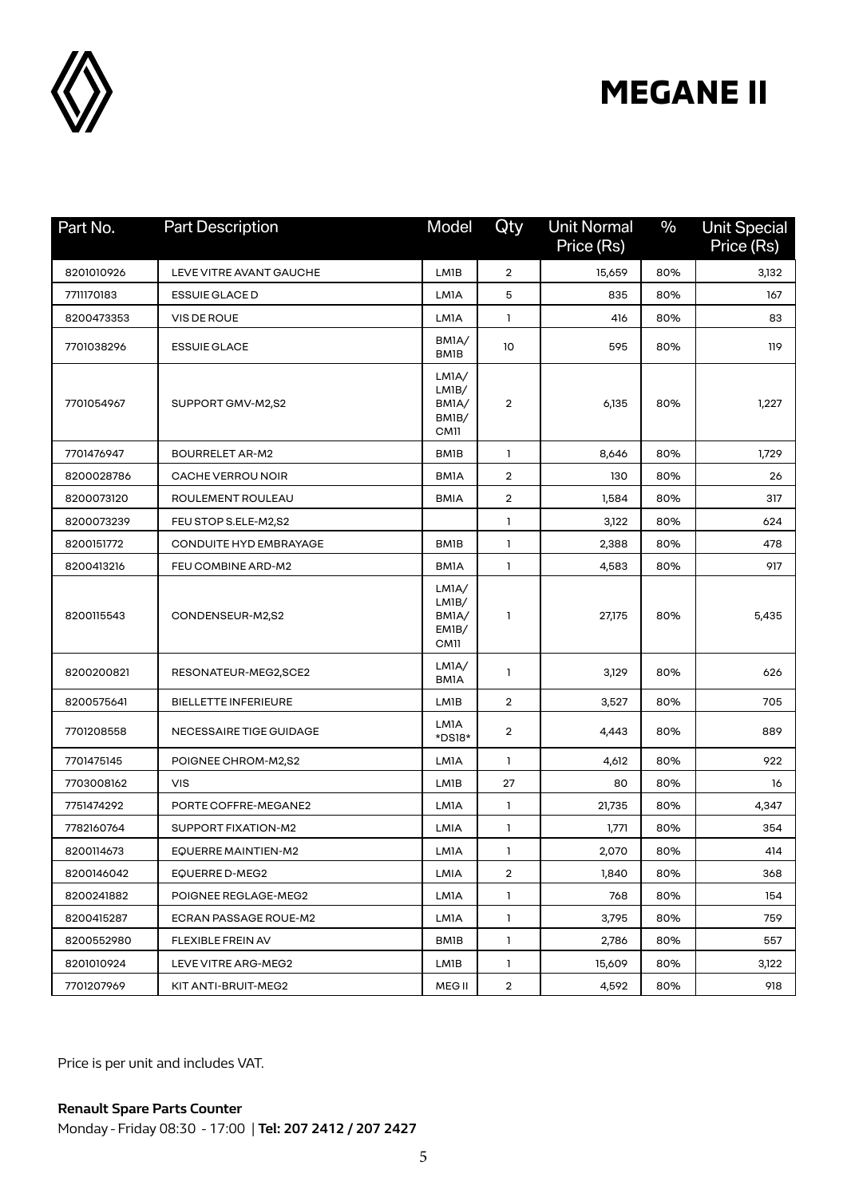# MEGANE II

| Part No. | Part Description | Model | Qty | Unit Normal Price (Rs) | % | Unit Special Price (Rs) |
|---|---|---|---|---|---|---|
| 8201010926 | LEVE VITRE AVANT GAUCHE | LM1B | 2 | 15,659 | 80% | 3,132 |
| 7711170183 | ESSUIE GLACE D | LM1A | 5 | 835 | 80% | 167 |
| 8200473353 | VIS DE ROUE | LM1A | 1 | 416 | 80% | 83 |
| 7701038296 | ESSUIE GLACE | BM1A/ BM1B | 10 | 595 | 80% | 119 |
| 7701054967 | SUPPORT GMV-M2,S2 | LM1A/ LM1B/ BM1A/ BM1B/ CM11 | 2 | 6,135 | 80% | 1,227 |
| 7701476947 | BOURRELET AR-M2 | BM1B | 1 | 8,646 | 80% | 1,729 |
| 8200028786 | CACHE VERROU NOIR | BM1A | 2 | 130 | 80% | 26 |
| 8200073120 | ROULEMENT ROULEAU | BMIA | 2 | 1,584 | 80% | 317 |
| 8200073239 | FEU STOP S.ELE-M2,S2 | | 1 | 3,122 | 80% | 624 |
| 8200151772 | CONDUITE HYD EMBRAYAGE | BM1B | 1 | 2,388 | 80% | 478 |
| 8200413216 | FEU COMBINE ARD-M2 | BM1A | 1 | 4,583 | 80% | 917 |
| 8200115543 | CONDENSEUR-M2,S2 | LM1A/ LM1B/ BM1A/ EM1B/ CM11 | 1 | 27,175 | 80% | 5,435 |
| 8200200821 | RESONATEUR-MEG2,SCE2 | LM1A/ BM1A | 1 | 3,129 | 80% | 626 |
| 8200575641 | BIELLETTE INFERIEURE | LM1B | 2 | 3,527 | 80% | 705 |
| 7701208558 | NECESSAIRE TIGE GUIDAGE | LM1A *DS18* | 2 | 4,443 | 80% | 889 |
| 7701475145 | POIGNEE CHROM-M2,S2 | LM1A | 1 | 4,612 | 80% | 922 |
| 7703008162 | VIS | LM1B | 27 | 80 | 80% | 16 |
| 7751474292 | PORTE COFFRE-MEGANE2 | LM1A | 1 | 21,735 | 80% | 4,347 |
| 7782160764 | SUPPORT FIXATION-M2 | LMIA | 1 | 1,771 | 80% | 354 |
| 8200114673 | EQUERRE MAINTIEN-M2 | LM1A | 1 | 2,070 | 80% | 414 |
| 8200146042 | EQUERRE D-MEG2 | LMIA | 2 | 1,840 | 80% | 368 |
| 8200241882 | POIGNEE REGLAGE-MEG2 | LM1A | 1 | 768 | 80% | 154 |
| 8200415287 | ECRAN PASSAGE ROUE-M2 | LM1A | 1 | 3,795 | 80% | 759 |
| 8200552980 | FLEXIBLE FREIN AV | BM1B | 1 | 2,786 | 80% | 557 |
| 8201010924 | LEVE VITRE ARG-MEG2 | LM1B | 1 | 15,609 | 80% | 3,122 |
| 7701207969 | KIT ANTI-BRUIT-MEG2 | MEG II | 2 | 4,592 | 80% | 918 |

Price is per unit and includes VAT.

**Renault Spare Parts Counter**
Monday - Friday 08:30 - 17:00 | **Tel: 207 2412 / 207 2427**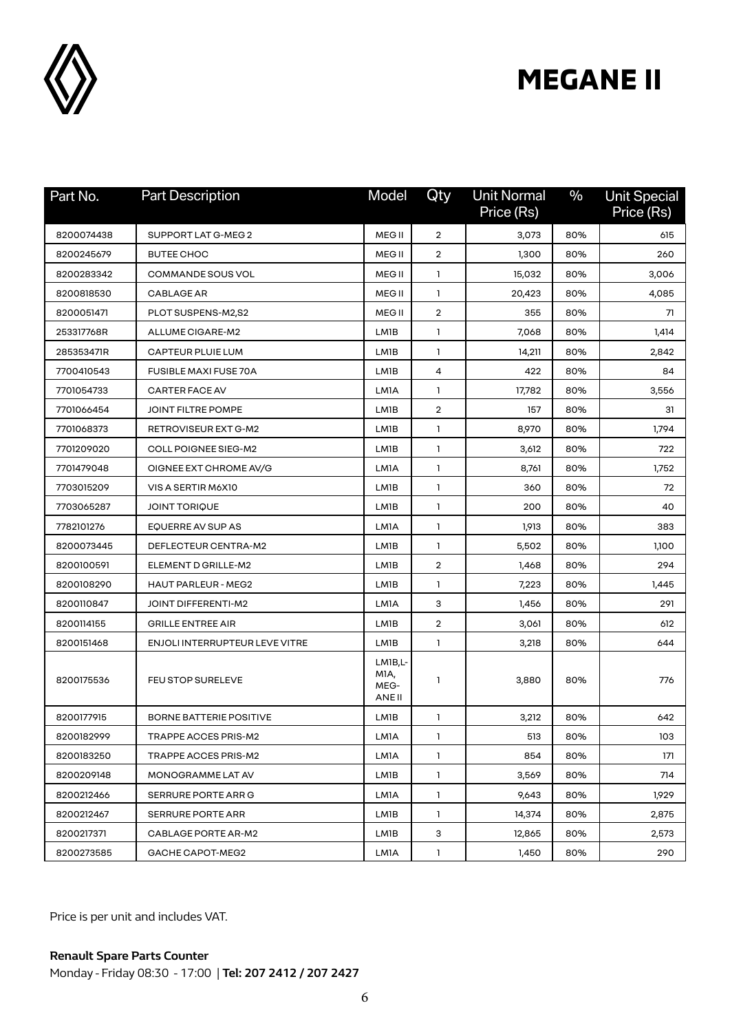# MEGANE II

| Part No. | Part Description | Model | Qty | Unit Normal Price (Rs) | % | Unit Special Price (Rs) |
|---|---|---|---|---|---|---|
| 8200074438 | SUPPORT LAT G-MEG 2 | MEG II | 2 | 3,073 | 80% | 615 |
| 8200245679 | BUTEE CHOC | MEG II | 2 | 1,300 | 80% | 260 |
| 8200283342 | COMMANDE SOUS VOL | MEG II | 1 | 15,032 | 80% | 3,006 |
| 8200818530 | CABLAGE AR | MEG II | 1 | 20,423 | 80% | 4,085 |
| 8200051471 | PLOT SUSPENS-M2,S2 | MEG II | 2 | 355 | 80% | 71 |
| 253317768R | ALLUME CIGARE-M2 | LM1B | 1 | 7,068 | 80% | 1,414 |
| 285353471R | CAPTEUR PLUIE LUM | LM1B | 1 | 14,211 | 80% | 2,842 |
| 7700410543 | FUSIBLE MAXI FUSE 70A | LM1B | 4 | 422 | 80% | 84 |
| 7701054733 | CARTER FACE AV | LM1A | 1 | 17,782 | 80% | 3,556 |
| 7701066454 | JOINT FILTRE POMPE | LM1B | 2 | 157 | 80% | 31 |
| 7701068373 | RETROVISEUR EXT G-M2 | LM1B | 1 | 8,970 | 80% | 1,794 |
| 7701209020 | COLL POIGNEE SIEG-M2 | LM1B | 1 | 3,612 | 80% | 722 |
| 7701479048 | OIGNEE EXT CHROME AV/G | LM1A | 1 | 8,761 | 80% | 1,752 |
| 7703015209 | VIS A SERTIR M6X10 | LM1B | 1 | 360 | 80% | 72 |
| 7703065287 | JOINT TORIQUE | LM1B | 1 | 200 | 80% | 40 |
| 7782101276 | EQUERRE AV SUP AS | LM1A | 1 | 1,913 | 80% | 383 |
| 8200073445 | DEFLECTEUR CENTRA-M2 | LM1B | 1 | 5,502 | 80% | 1,100 |
| 8200100591 | ELEMENT D GRILLE-M2 | LM1B | 2 | 1,468 | 80% | 294 |
| 8200108290 | HAUT PARLEUR - MEG2 | LM1B | 1 | 7,223 | 80% | 1,445 |
| 8200110847 | JOINT DIFFERENTI-M2 | LM1A | 3 | 1,456 | 80% | 291 |
| 8200114155 | GRILLE ENTREE AIR | LM1B | 2 | 3,061 | 80% | 612 |
| 8200151468 | ENJOLI INTERRUPTEUR LEVE VITRE | LM1B | 1 | 3,218 | 80% | 644 |
| 8200175536 | FEU STOP SURELEVE | LM1B,L-M1A, MEG-ANE II | 1 | 3,880 | 80% | 776 |
| 8200177915 | BORNE BATTERIE POSITIVE | LM1B | 1 | 3,212 | 80% | 642 |
| 8200182999 | TRAPPE ACCES PRIS-M2 | LM1A | 1 | 513 | 80% | 103 |
| 8200183250 | TRAPPE ACCES PRIS-M2 | LM1A | 1 | 854 | 80% | 171 |
| 8200209148 | MONOGRAMME LAT AV | LM1B | 1 | 3,569 | 80% | 714 |
| 8200212466 | SERRURE PORTE ARR G | LM1A | 1 | 9,643 | 80% | 1,929 |
| 8200212467 | SERRURE PORTE ARR | LM1B | 1 | 14,374 | 80% | 2,875 |
| 8200217371 | CABLAGE PORTE AR-M2 | LM1B | 3 | 12,865 | 80% | 2,573 |
| 8200273585 | GACHE CAPOT-MEG2 | LM1A | 1 | 1,450 | 80% | 290 |

Price is per unit and includes VAT.

**Renault Spare Parts Counter**

Monday - Friday 08:30 - 17:00 | **Tel: 207 2412 / 207 2427**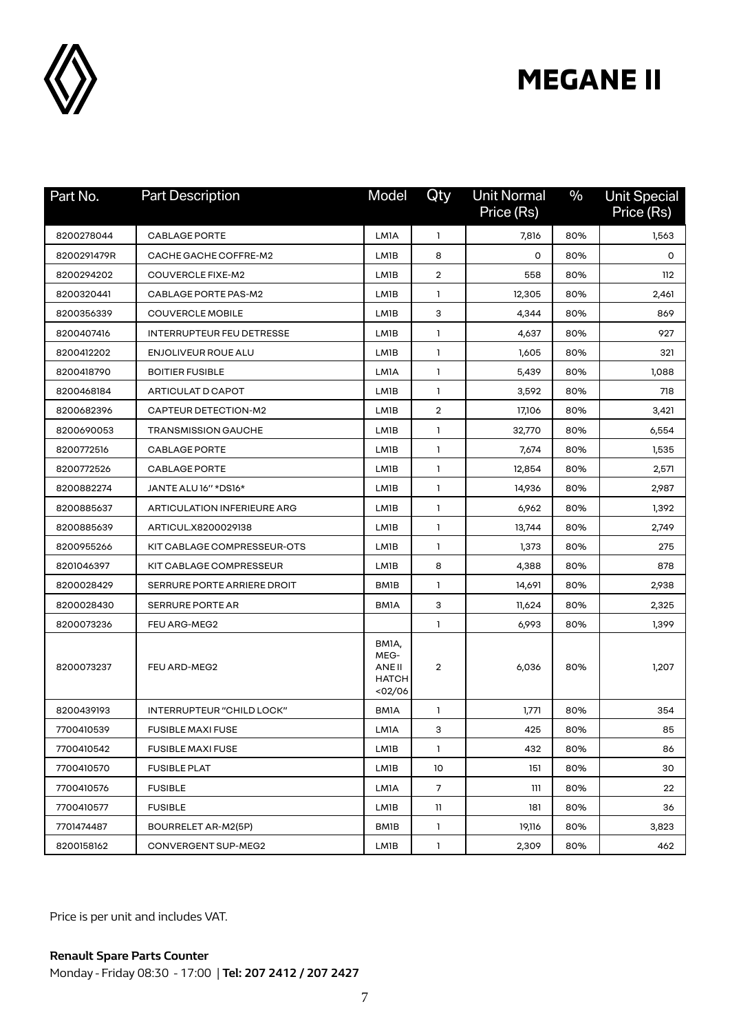# MEGANE II

| Part No. | Part Description | Model | Qty | Unit Normal Price (Rs) | % | Unit Special Price (Rs) |
|---|---|---|---|---|---|---|
| 8200278044 | CABLAGE PORTE | LM1A | 1 | 7,816 | 80% | 1,563 |
| 8200291479R | CACHE GACHE COFFRE-M2 | LM1B | 8 | 0 | 80% | 0 |
| 8200294202 | COUVERCLE FIXE-M2 | LM1B | 2 | 558 | 80% | 112 |
| 8200320441 | CABLAGE PORTE PAS-M2 | LM1B | 1 | 12,305 | 80% | 2,461 |
| 8200356339 | COUVERCLE MOBILE | LM1B | 3 | 4,344 | 80% | 869 |
| 8200407416 | INTERRUPTEUR FEU DETRESSE | LM1B | 1 | 4,637 | 80% | 927 |
| 8200412202 | ENJOLIVEUR ROUE ALU | LM1B | 1 | 1,605 | 80% | 321 |
| 8200418790 | BOITIER FUSIBLE | LM1A | 1 | 5,439 | 80% | 1,088 |
| 8200468184 | ARTICULAT D CAPOT | LM1B | 1 | 3,592 | 80% | 718 |
| 8200682396 | CAPTEUR DETECTION-M2 | LM1B | 2 | 17,106 | 80% | 3,421 |
| 8200690053 | TRANSMISSION GAUCHE | LM1B | 1 | 32,770 | 80% | 6,554 |
| 8200772516 | CABLAGE PORTE | LM1B | 1 | 7,674 | 80% | 1,535 |
| 8200772526 | CABLAGE PORTE | LM1B | 1 | 12,854 | 80% | 2,571 |
| 8200882274 | JANTE ALU 16'' *DS16* | LM1B | 1 | 14,936 | 80% | 2,987 |
| 8200885637 | ARTICULATION INFERIEURE ARG | LM1B | 1 | 6,962 | 80% | 1,392 |
| 8200885639 | ARTICUL.X8200029138 | LM1B | 1 | 13,744 | 80% | 2,749 |
| 8200955266 | KIT CABLAGE COMPRESSEUR-OTS | LM1B | 1 | 1,373 | 80% | 275 |
| 8201046397 | KIT CABLAGE COMPRESSEUR | LM1B | 8 | 4,388 | 80% | 878 |
| 8200028429 | SERRURE PORTE ARRIERE DROIT | BM1B | 1 | 14,691 | 80% | 2,938 |
| 8200028430 | SERRURE PORTE AR | BM1A | 3 | 11,624 | 80% | 2,325 |
| 8200073236 | FEU ARG-MEG2 | | 1 | 6,993 | 80% | 1,399 |
| 8200073237 | FEU ARD-MEG2 | BM1A, MEG-ANE II HATCH <02/06 | 2 | 6,036 | 80% | 1,207 |
| 8200439193 | INTERRUPTEUR "CHILD LOCK" | BM1A | 1 | 1,771 | 80% | 354 |
| 7700410539 | FUSIBLE MAXI FUSE | LM1A | 3 | 425 | 80% | 85 |
| 7700410542 | FUSIBLE MAXI FUSE | LM1B | 1 | 432 | 80% | 86 |
| 7700410570 | FUSIBLE PLAT | LM1B | 10 | 151 | 80% | 30 |
| 7700410576 | FUSIBLE | LM1A | 7 | 111 | 80% | 22 |
| 7700410577 | FUSIBLE | LM1B | 11 | 181 | 80% | 36 |
| 7701474487 | BOURRELET AR-M2(5P) | BM1B | 1 | 19,116 | 80% | 3,823 |
| 8200158162 | CONVERGENT SUP-MEG2 | LM1B | 1 | 2,309 | 80% | 462 |

Price is per unit and includes VAT.

**Renault Spare Parts Counter**

Monday - Friday 08:30 - 17:00 | **Tel: 207 2412 / 207 2427**